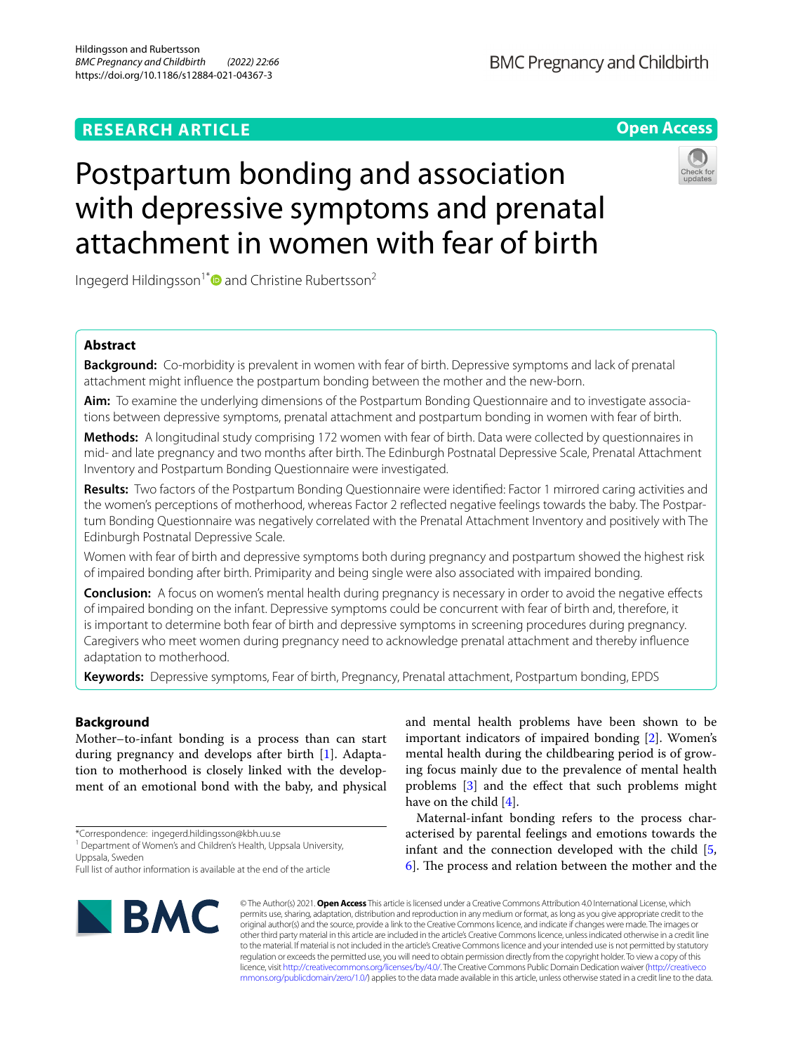RESEARCH ARTICLE

Open Access

# Postpartum bonding and association with depressive symptoms and prenatal attachment in women with fear of birth

Ingegerd Hildingsson[1*] and Christine Rubertsson[2]

## Abstract

**Background:** Co-morbidity is prevalent in women with fear of birth. Depressive symptoms and lack of prenatal attachment might influence the postpartum bonding between the mother and the new-born.

**Aim:** To examine the underlying dimensions of the Postpartum Bonding Questionnaire and to investigate associations between depressive symptoms, prenatal attachment and postpartum bonding in women with fear of birth.

**Methods:** A longitudinal study comprising 172 women with fear of birth. Data were collected by questionnaires in mid- and late pregnancy and two months after birth. The Edinburgh Postnatal Depressive Scale, Prenatal Attachment Inventory and Postpartum Bonding Questionnaire were investigated.

**Results:** Two factors of the Postpartum Bonding Questionnaire were identified: Factor 1 mirrored caring activities and the women's perceptions of motherhood, whereas Factor 2 reflected negative feelings towards the baby. The Postpartum Bonding Questionnaire was negatively correlated with the Prenatal Attachment Inventory and positively with The Edinburgh Postnatal Depressive Scale.

Women with fear of birth and depressive symptoms both during pregnancy and postpartum showed the highest risk of impaired bonding after birth. Primiparity and being single were also associated with impaired bonding.

**Conclusion:** A focus on women's mental health during pregnancy is necessary in order to avoid the negative effects of impaired bonding on the infant. Depressive symptoms could be concurrent with fear of birth and, therefore, it is important to determine both fear of birth and depressive symptoms in screening procedures during pregnancy. Caregivers who meet women during pregnancy need to acknowledge prenatal attachment and thereby influence adaptation to motherhood.

**Keywords:** Depressive symptoms, Fear of birth, Pregnancy, Prenatal attachment, Postpartum bonding, EPDS

## Background

Mother–to-infant bonding is a process than can start during pregnancy and develops after birth [1]. Adaptation to motherhood is closely linked with the development of an emotional bond with the baby, and physical and mental health problems have been shown to be important indicators of impaired bonding [2]. Women's mental health during the childbearing period is of growing focus mainly due to the prevalence of mental health problems [3] and the effect that such problems might have on the child [4].

Maternal-infant bonding refers to the process characterised by parental feelings and emotions towards the infant and the connection developed with the child [5, 6]. The process and relation between the mother and the

*Correspondence: ingegerd.hildingsson@kbh.uu.se

[1] Department of Women's and Children's Health, Uppsala University, Uppsala, Sweden

Full list of author information is available at the end of the article

© The Author(s) 2021. **Open Access** This article is licensed under a Creative Commons Attribution 4.0 International License, which permits use, sharing, adaptation, distribution and reproduction in any medium or format, as long as you give appropriate credit to the original author(s) and the source, provide a link to the Creative Commons licence, and indicate if changes were made. The images or other third party material in this article are included in the article's Creative Commons licence, unless indicated otherwise in a credit line to the material. If material is not included in the article's Creative Commons licence and your intended use is not permitted by statutory regulation or exceeds the permitted use, you will need to obtain permission directly from the copyright holder. To view a copy of this licence, visit http://creativecommons.org/licenses/by/4.0/. The Creative Commons Public Domain Dedication waiver (http://creativecommons.org/publicdomain/zero/1.0/) applies to the data made available in this article, unless otherwise stated in a credit line to the data.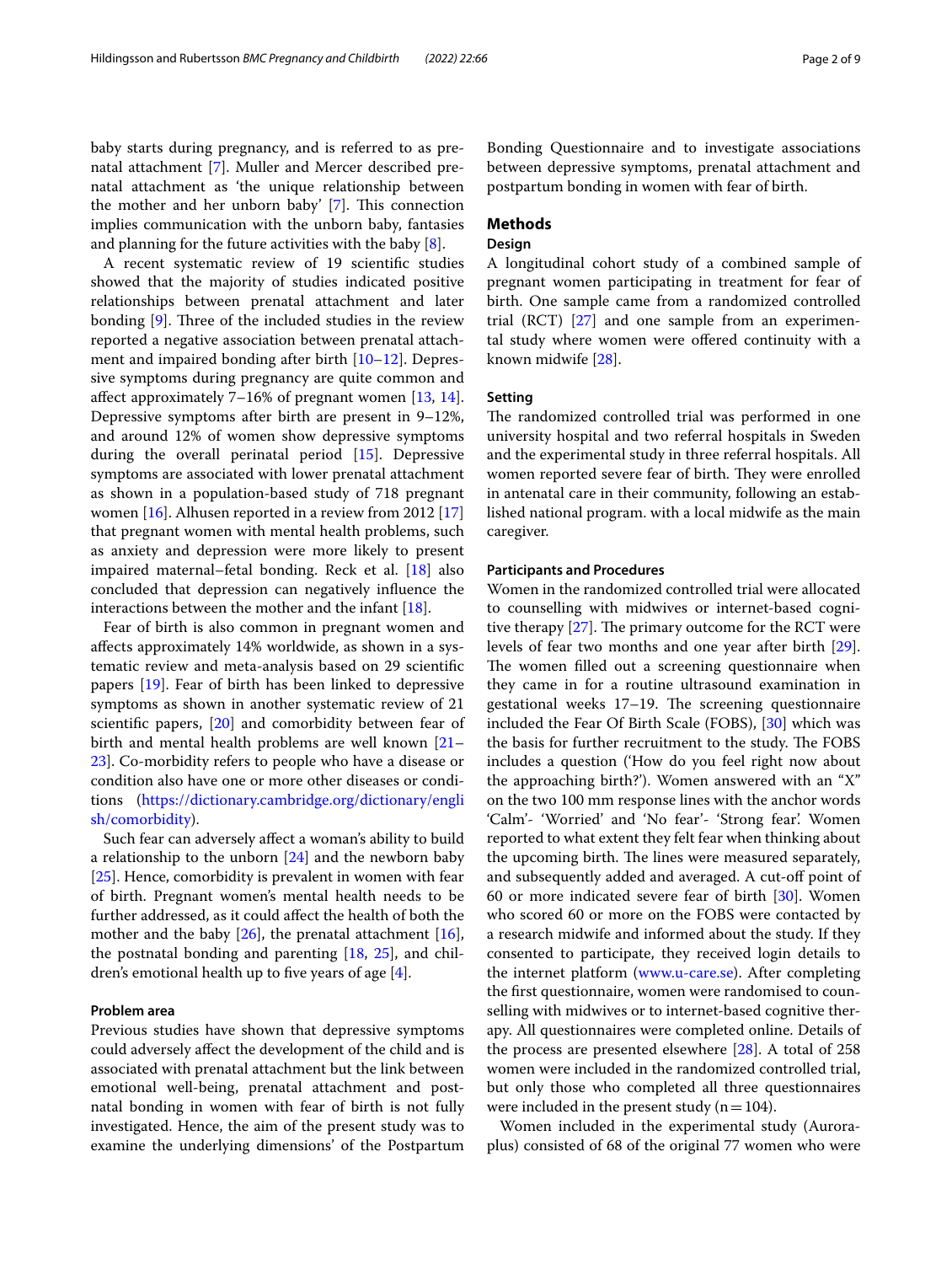baby starts during pregnancy, and is referred to as prenatal attachment [7]. Muller and Mercer described prenatal attachment as 'the unique relationship between the mother and her unborn baby' [7]. This connection implies communication with the unborn baby, fantasies and planning for the future activities with the baby [8].

A recent systematic review of 19 scientific studies showed that the majority of studies indicated positive relationships between prenatal attachment and later bonding [9]. Three of the included studies in the review reported a negative association between prenatal attachment and impaired bonding after birth [10–12]. Depressive symptoms during pregnancy are quite common and affect approximately 7–16% of pregnant women [13, 14]. Depressive symptoms after birth are present in 9–12%, and around 12% of women show depressive symptoms during the overall perinatal period [15]. Depressive symptoms are associated with lower prenatal attachment as shown in a population-based study of 718 pregnant women [16]. Alhusen reported in a review from 2012 [17] that pregnant women with mental health problems, such as anxiety and depression were more likely to present impaired maternal–fetal bonding. Reck et al. [18] also concluded that depression can negatively influence the interactions between the mother and the infant [18].

Fear of birth is also common in pregnant women and affects approximately 14% worldwide, as shown in a systematic review and meta-analysis based on 29 scientific papers [19]. Fear of birth has been linked to depressive symptoms as shown in another systematic review of 21 scientific papers, [20] and comorbidity between fear of birth and mental health problems are well known [21–23]. Co-morbidity refers to people who have a disease or condition also have one or more other diseases or conditions (https://dictionary.cambridge.org/dictionary/english/comorbidity).

Such fear can adversely affect a woman's ability to build a relationship to the unborn [24] and the newborn baby [25]. Hence, comorbidity is prevalent in women with fear of birth. Pregnant women's mental health needs to be further addressed, as it could affect the health of both the mother and the baby [26], the prenatal attachment [16], the postnatal bonding and parenting [18, 25], and children's emotional health up to five years of age [4].

### Problem area

Previous studies have shown that depressive symptoms could adversely affect the development of the child and is associated with prenatal attachment but the link between emotional well-being, prenatal attachment and postnatal bonding in women with fear of birth is not fully investigated. Hence, the aim of the present study was to examine the underlying dimensions' of the Postpartum Bonding Questionnaire and to investigate associations between depressive symptoms, prenatal attachment and postpartum bonding in women with fear of birth.

## Methods

### Design

A longitudinal cohort study of a combined sample of pregnant women participating in treatment for fear of birth. One sample came from a randomized controlled trial (RCT) [27] and one sample from an experimental study where women were offered continuity with a known midwife [28].

### Setting

The randomized controlled trial was performed in one university hospital and two referral hospitals in Sweden and the experimental study in three referral hospitals. All women reported severe fear of birth. They were enrolled in antenatal care in their community, following an established national program. with a local midwife as the main caregiver.

### Participants and Procedures

Women in the randomized controlled trial were allocated to counselling with midwives or internet-based cognitive therapy [27]. The primary outcome for the RCT were levels of fear two months and one year after birth [29]. The women filled out a screening questionnaire when they came in for a routine ultrasound examination in gestational weeks 17–19. The screening questionnaire included the Fear Of Birth Scale (FOBS), [30] which was the basis for further recruitment to the study. The FOBS includes a question ('How do you feel right now about the approaching birth?'). Women answered with an "X" on the two 100 mm response lines with the anchor words 'Calm'- 'Worried' and 'No fear'- 'Strong fear'. Women reported to what extent they felt fear when thinking about the upcoming birth. The lines were measured separately, and subsequently added and averaged. A cut-off point of 60 or more indicated severe fear of birth [30]. Women who scored 60 or more on the FOBS were contacted by a research midwife and informed about the study. If they consented to participate, they received login details to the internet platform (www.u-care.se). After completing the first questionnaire, women were randomised to counselling with midwives or to internet-based cognitive therapy. All questionnaires were completed online. Details of the process are presented elsewhere [28]. A total of 258 women were included in the randomized controlled trial, but only those who completed all three questionnaires were included in the present study ($n = 104$).

Women included in the experimental study (Aurora-plus) consisted of 68 of the original 77 women who were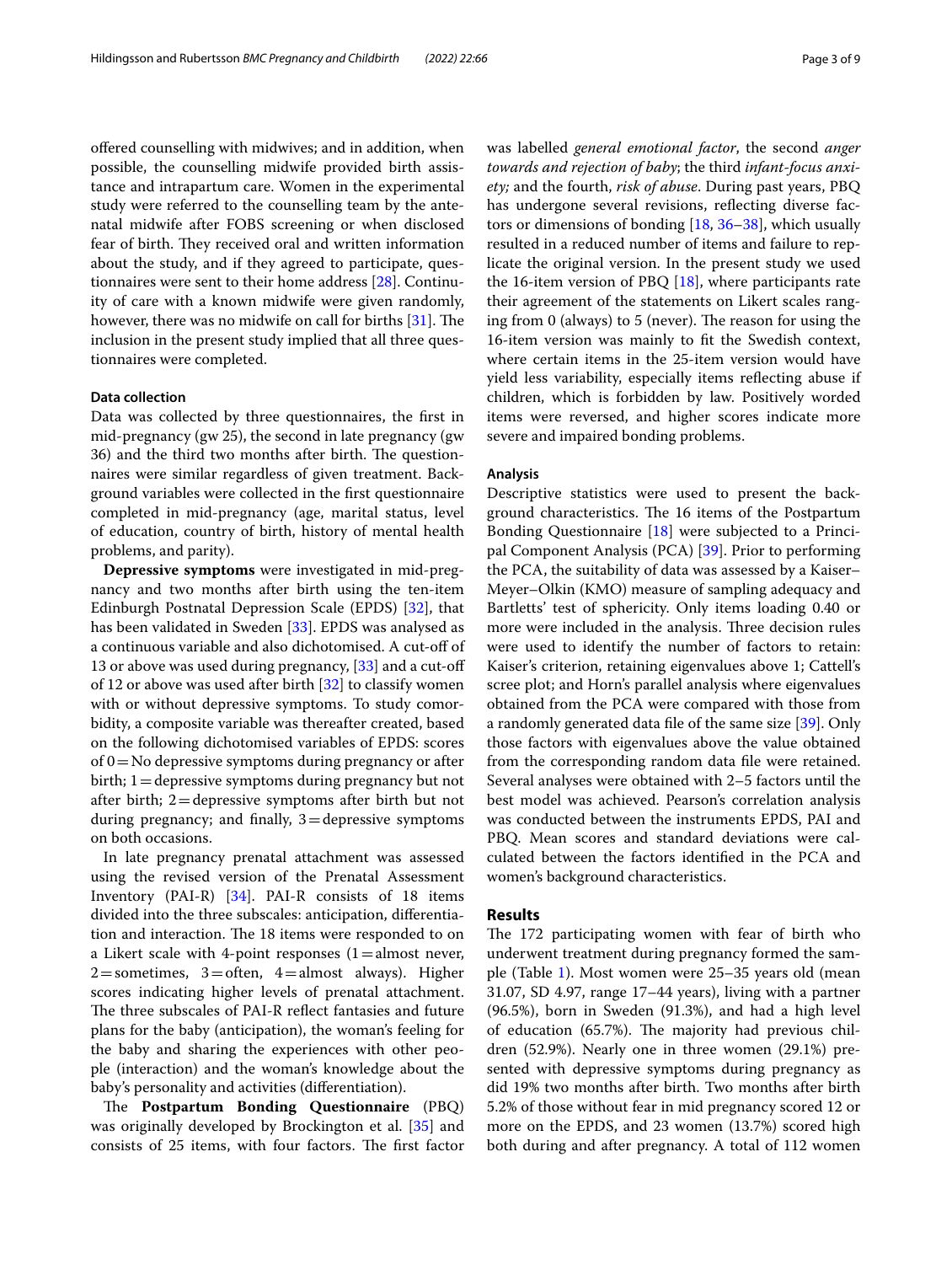offered counselling with midwives; and in addition, when possible, the counselling midwife provided birth assistance and intrapartum care. Women in the experimental study were referred to the counselling team by the antenatal midwife after FOBS screening or when disclosed fear of birth. They received oral and written information about the study, and if they agreed to participate, questionnaires were sent to their home address [28]. Continuity of care with a known midwife were given randomly, however, there was no midwife on call for births [31]. The inclusion in the present study implied that all three questionnaires were completed.

### Data collection

Data was collected by three questionnaires, the first in mid-pregnancy (gw 25), the second in late pregnancy (gw 36) and the third two months after birth. The questionnaires were similar regardless of given treatment. Background variables were collected in the first questionnaire completed in mid-pregnancy (age, marital status, level of education, country of birth, history of mental health problems, and parity).

**Depressive symptoms** were investigated in mid-pregnancy and two months after birth using the ten-item Edinburgh Postnatal Depression Scale (EPDS) [32], that has been validated in Sweden [33]. EPDS was analysed as a continuous variable and also dichotomised. A cut-off of 13 or above was used during pregnancy, [33] and a cut-off of 12 or above was used after birth [32] to classify women with or without depressive symptoms. To study comorbidity, a composite variable was thereafter created, based on the following dichotomised variables of EPDS: scores of 0 = No depressive symptoms during pregnancy or after birth; 1 = depressive symptoms during pregnancy but not after birth; 2 = depressive symptoms after birth but not during pregnancy; and finally, 3 = depressive symptoms on both occasions.

In late pregnancy prenatal attachment was assessed using the revised version of the Prenatal Assessment Inventory (PAI-R) [34]. PAI-R consists of 18 items divided into the three subscales: anticipation, differentiation and interaction. The 18 items were responded to on a Likert scale with 4-point responses (1 = almost never, 2 = sometimes, 3 = often, 4 = almost always). Higher scores indicating higher levels of prenatal attachment. The three subscales of PAI-R reflect fantasies and future plans for the baby (anticipation), the woman's feeling for the baby and sharing the experiences with other people (interaction) and the woman's knowledge about the baby's personality and activities (differentiation).

The **Postpartum Bonding Questionnaire** (PBQ) was originally developed by Brockington et al. [35] and consists of 25 items, with four factors. The first factor was labelled *general emotional factor*, the second *anger towards and rejection of baby*; the third *infant-focus anxiety;* and the fourth, *risk of abuse*. During past years, PBQ has undergone several revisions, reflecting diverse factors or dimensions of bonding [18, 36–38], which usually resulted in a reduced number of items and failure to replicate the original version. In the present study we used the 16-item version of PBQ [18], where participants rate their agreement of the statements on Likert scales ranging from 0 (always) to 5 (never). The reason for using the 16-item version was mainly to fit the Swedish context, where certain items in the 25-item version would have yield less variability, especially items reflecting abuse if children, which is forbidden by law. Positively worded items were reversed, and higher scores indicate more severe and impaired bonding problems.

### Analysis

Descriptive statistics were used to present the background characteristics. The 16 items of the Postpartum Bonding Questionnaire [18] were subjected to a Principal Component Analysis (PCA) [39]. Prior to performing the PCA, the suitability of data was assessed by a Kaiser–Meyer–Olkin (KMO) measure of sampling adequacy and Bartletts' test of sphericity. Only items loading 0.40 or more were included in the analysis. Three decision rules were used to identify the number of factors to retain: Kaiser's criterion, retaining eigenvalues above 1; Cattell's scree plot; and Horn's parallel analysis where eigenvalues obtained from the PCA were compared with those from a randomly generated data file of the same size [39]. Only those factors with eigenvalues above the value obtained from the corresponding random data file were retained. Several analyses were obtained with 2–5 factors until the best model was achieved. Pearson's correlation analysis was conducted between the instruments EPDS, PAI and PBQ. Mean scores and standard deviations were calculated between the factors identified in the PCA and women's background characteristics.

## Results

The 172 participating women with fear of birth who underwent treatment during pregnancy formed the sample (Table 1). Most women were 25–35 years old (mean 31.07, SD 4.97, range 17–44 years), living with a partner (96.5%), born in Sweden (91.3%), and had a high level of education (65.7%). The majority had previous children (52.9%). Nearly one in three women (29.1%) presented with depressive symptoms during pregnancy as did 19% two months after birth. Two months after birth 5.2% of those without fear in mid pregnancy scored 12 or more on the EPDS, and 23 women (13.7%) scored high both during and after pregnancy. A total of 112 women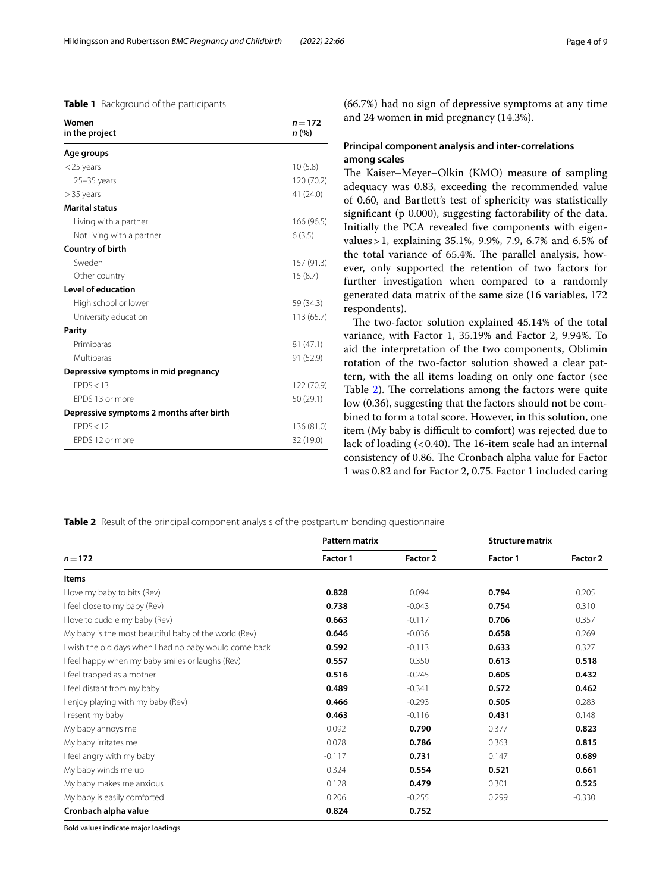**Table 1** Background of the participants

| Women in the project | $n = 172$ *n* (%) |
|---|---|
| **Age groups** | |
| <25 years | 10 (5.8) |
| 25–35 years | 120 (70.2) |
| >35 years | 41 (24.0) |
| **Marital status** | |
| Living with a partner | 166 (96.5) |
| Not living with a partner | 6 (3.5) |
| **Country of birth** | |
| Sweden | 157 (91.3) |
| Other country | 15 (8.7) |
| **Level of education** | |
| High school or lower | 59 (34.3) |
| University education | 113 (65.7) |
| **Parity** | |
| Primiparas | 81 (47.1) |
| Multiparas | 91 (52.9) |
| **Depressive symptoms in mid pregnancy** | |
| EPDS < 13 | 122 (70.9) |
| EPDS 13 or more | 50 (29.1) |
| **Depressive symptoms 2 months after birth** | |
| EPDS < 12 | 136 (81.0) |
| EPDS 12 or more | 32 (19.0) |

(66.7%) had no sign of depressive symptoms at any time and 24 women in mid pregnancy (14.3%).

### Principal component analysis and inter-correlations among scales

The Kaiser–Meyer–Olkin (KMO) measure of sampling adequacy was 0.83, exceeding the recommended value of 0.60, and Bartlett's test of sphericity was statistically significant (p 0.000), suggesting factorability of the data. Initially the PCA revealed five components with eigenvalues > 1, explaining 35.1%, 9.9%, 7.9, 6.7% and 6.5% of the total variance of 65.4%. The parallel analysis, however, only supported the retention of two factors for further investigation when compared to a randomly generated data matrix of the same size (16 variables, 172 respondents).

The two-factor solution explained 45.14% of the total variance, with Factor 1, 35.19% and Factor 2, 9.94%. To aid the interpretation of the two components, Oblimin rotation of the two-factor solution showed a clear pattern, with the all items loading on only one factor (see Table 2). The correlations among the factors were quite low (0.36), suggesting that the factors should not be combined to form a total score. However, in this solution, one item (My baby is difficult to comfort) was rejected due to lack of loading (<0.40). The 16-item scale had an internal consistency of 0.86. The Cronbach alpha value for Factor 1 was 0.82 and for Factor 2, 0.75. Factor 1 included caring

**Table 2** Result of the principal component analysis of the postpartum bonding questionnaire

| $n = 172$ | Pattern matrix | | Structure matrix | |
|---|---|---|---|---|
| | **Factor 1** | **Factor 2** | **Factor 1** | **Factor 2** |
| **Items** | | | | |
| I love my baby to bits (Rev) | **0.828** | 0.094 | **0.794** | 0.205 |
| I feel close to my baby (Rev) | **0.738** | -0.043 | **0.754** | 0.310 |
| I love to cuddle my baby (Rev) | **0.663** | -0.117 | **0.706** | 0.357 |
| My baby is the most beautiful baby of the world (Rev) | **0.646** | -0.036 | **0.658** | 0.269 |
| I wish the old days when I had no baby would come back | **0.592** | -0.113 | **0.633** | 0.327 |
| I feel happy when my baby smiles or laughs (Rev) | **0.557** | 0.350 | **0.613** | **0.518** |
| I feel trapped as a mother | **0.516** | -0.245 | **0.605** | **0.432** |
| I feel distant from my baby | **0.489** | -0.341 | **0.572** | **0.462** |
| I enjoy playing with my baby (Rev) | **0.466** | -0.293 | **0.505** | 0.283 |
| I resent my baby | **0.463** | -0.116 | **0.431** | 0.148 |
| My baby annoys me | 0.092 | **0.790** | 0.377 | **0.823** |
| My baby irritates me | 0.078 | **0.786** | 0.363 | **0.815** |
| I feel angry with my baby | -0.117 | **0.731** | 0.147 | **0.689** |
| My baby winds me up | 0.324 | **0.554** | **0.521** | **0.661** |
| My baby makes me anxious | 0.128 | **0.479** | 0.301 | **0.525** |
| My baby is easily comforted | 0.206 | -0.255 | 0.299 | -0.330 |
| **Cronbach alpha value** | **0.824** | **0.752** | | |

Bold values indicate major loadings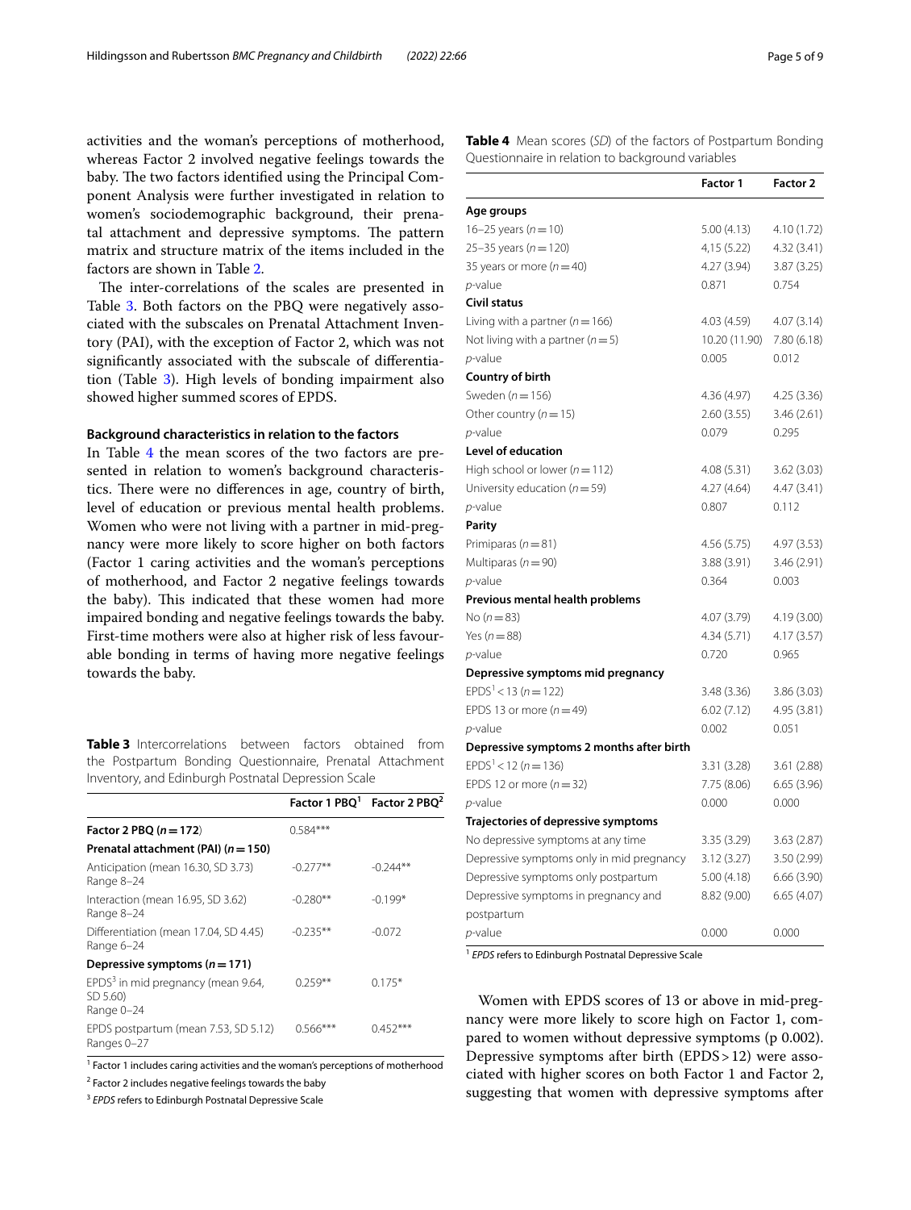activities and the woman's perceptions of motherhood, whereas Factor 2 involved negative feelings towards the baby. The two factors identified using the Principal Component Analysis were further investigated in relation to women's sociodemographic background, their prenatal attachment and depressive symptoms. The pattern matrix and structure matrix of the items included in the factors are shown in Table 2.

The inter-correlations of the scales are presented in Table 3. Both factors on the PBQ were negatively associated with the subscales on Prenatal Attachment Inventory (PAI), with the exception of Factor 2, which was not significantly associated with the subscale of differentiation (Table 3). High levels of bonding impairment also showed higher summed scores of EPDS.

### Background characteristics in relation to the factors

In Table 4 the mean scores of the two factors are presented in relation to women's background characteristics. There were no differences in age, country of birth, level of education or previous mental health problems. Women who were not living with a partner in mid-pregnancy were more likely to score higher on both factors (Factor 1 caring activities and the woman's perceptions of motherhood, and Factor 2 negative feelings towards the baby). This indicated that these women had more impaired bonding and negative feelings towards the baby. First-time mothers were also at higher risk of less favourable bonding in terms of having more negative feelings towards the baby.

**Table 3** Intercorrelations between factors obtained from the Postpartum Bonding Questionnaire, Prenatal Attachment Inventory, and Edinburgh Postnatal Depression Scale

| | Factor 1 PBQ[1] | Factor 2 PBQ[2] |
|---|---|---|
| **Factor 2 PBQ ($n = 172$)** | 0.584*** | |
| **Prenatal attachment (PAI) ($n = 150$)** | | |
| Anticipation (mean 16.30, SD 3.73) Range 8–24 | -0.277** | -0.244** |
| Interaction (mean 16.95, SD 3.62) Range 8–24 | -0.280** | -0.199* |
| Differentiation (mean 17.04, SD 4.45) Range 6–24 | -0.235** | -0.072 |
| **Depressive symptoms ($n = 171$)** | | |
| EPDS[3] in mid pregnancy (mean 9.64, SD 5.60) Range 0–24 | 0.259** | 0.175* |
| EPDS postpartum (mean 7.53, SD 5.12) Ranges 0–27 | 0.566*** | 0.452*** |

[1] Factor 1 includes caring activities and the woman's perceptions of motherhood

[2] Factor 2 includes negative feelings towards the baby

[3] *EPDS* refers to Edinburgh Postnatal Depressive Scale

**Table 4** Mean scores (*SD*) of the factors of Postpartum Bonding Questionnaire in relation to background variables

| | Factor 1 | Factor 2 |
|---|---|---|
| **Age groups** | | |
| 16–25 years ($n = 10$) | 5.00 (4.13) | 4.10 (1.72) |
| 25–35 years ($n = 120$) | 4,15 (5.22) | 4.32 (3.41) |
| 35 years or more ($n = 40$) | 4.27 (3.94) | 3.87 (3.25) |
| *p*-value | 0.871 | 0.754 |
| **Civil status** | | |
| Living with a partner ($n = 166$) | 4.03 (4.59) | 4.07 (3.14) |
| Not living with a partner ($n = 5$) | 10.20 (11.90) | 7.80 (6.18) |
| *p*-value | 0.005 | 0.012 |
| **Country of birth** | | |
| Sweden ($n = 156$) | 4.36 (4.97) | 4.25 (3.36) |
| Other country ($n = 15$) | 2.60 (3.55) | 3.46 (2.61) |
| *p*-value | 0.079 | 0.295 |
| **Level of education** | | |
| High school or lower ($n = 112$) | 4.08 (5.31) | 3.62 (3.03) |
| University education ($n = 59$) | 4.27 (4.64) | 4.47 (3.41) |
| *p*-value | 0.807 | 0.112 |
| **Parity** | | |
| Primiparas ($n = 81$) | 4.56 (5.75) | 4.97 (3.53) |
| Multiparas ($n = 90$) | 3.88 (3.91) | 3.46 (2.91) |
| *p*-value | 0.364 | 0.003 |
| **Previous mental health problems** | | |
| No ($n = 83$) | 4.07 (3.79) | 4.19 (3.00) |
| Yes ($n = 88$) | 4.34 (5.71) | 4.17 (3.57) |
| *p*-value | 0.720 | 0.965 |
| **Depressive symptoms mid pregnancy** | | |
| EPDS[1] < 13 ($n = 122$) | 3.48 (3.36) | 3.86 (3.03) |
| EPDS 13 or more ($n = 49$) | 6.02 (7.12) | 4.95 (3.81) |
| *p*-value | 0.002 | 0.051 |
| **Depressive symptoms 2 months after birth** | | |
| EPDS[1] < 12 ($n = 136$) | 3.31 (3.28) | 3.61 (2.88) |
| EPDS 12 or more ($n = 32$) | 7.75 (8.06) | 6.65 (3.96) |
| *p*-value | 0.000 | 0.000 |
| **Trajectories of depressive symptoms** | | |
| No depressive symptoms at any time | 3.35 (3.29) | 3.63 (2.87) |
| Depressive symptoms only in mid pregnancy | 3.12 (3.27) | 3.50 (2.99) |
| Depressive symptoms only postpartum | 5.00 (4.18) | 6.66 (3.90) |
| Depressive symptoms in pregnancy and postpartum | 8.82 (9.00) | 6.65 (4.07) |
| *p*-value | 0.000 | 0.000 |

[1] *EPDS* refers to Edinburgh Postnatal Depressive Scale

Women with EPDS scores of 13 or above in mid-pregnancy were more likely to score high on Factor 1, compared to women without depressive symptoms (p 0.002). Depressive symptoms after birth (EPDS > 12) were associated with higher scores on both Factor 1 and Factor 2, suggesting that women with depressive symptoms after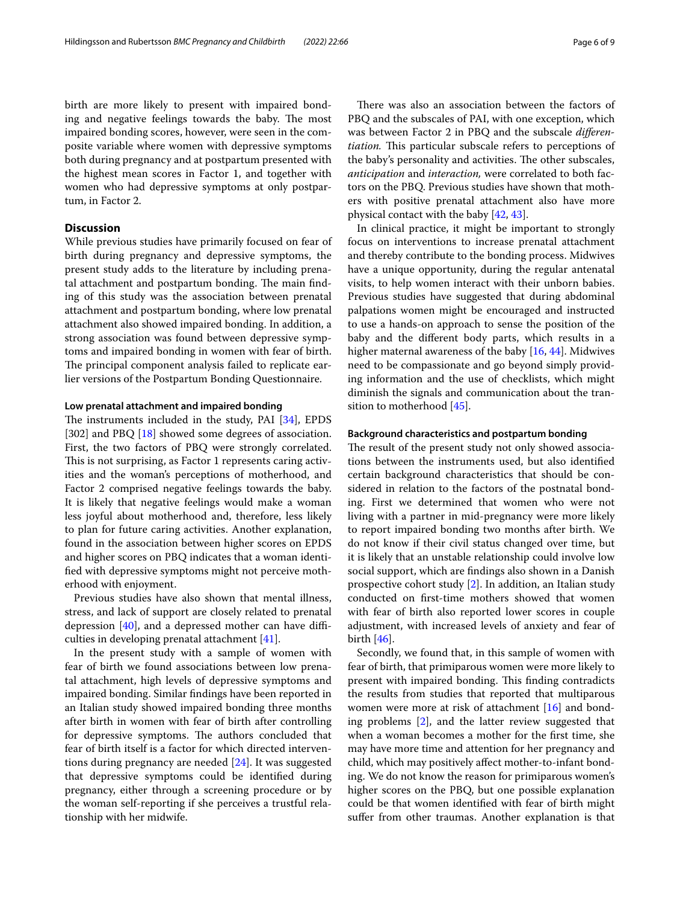birth are more likely to present with impaired bonding and negative feelings towards the baby. The most impaired bonding scores, however, were seen in the composite variable where women with depressive symptoms both during pregnancy and at postpartum presented with the highest mean scores in Factor 1, and together with women who had depressive symptoms at only postpartum, in Factor 2.

## Discussion

While previous studies have primarily focused on fear of birth during pregnancy and depressive symptoms, the present study adds to the literature by including prenatal attachment and postpartum bonding. The main finding of this study was the association between prenatal attachment and postpartum bonding, where low prenatal attachment also showed impaired bonding. In addition, a strong association was found between depressive symptoms and impaired bonding in women with fear of birth. The principal component analysis failed to replicate earlier versions of the Postpartum Bonding Questionnaire.

### Low prenatal attachment and impaired bonding

The instruments included in the study, PAI [34], EPDS [302] and PBQ [18] showed some degrees of association. First, the two factors of PBQ were strongly correlated. This is not surprising, as Factor 1 represents caring activities and the woman's perceptions of motherhood, and Factor 2 comprised negative feelings towards the baby. It is likely that negative feelings would make a woman less joyful about motherhood and, therefore, less likely to plan for future caring activities. Another explanation, found in the association between higher scores on EPDS and higher scores on PBQ indicates that a woman identified with depressive symptoms might not perceive motherhood with enjoyment.

Previous studies have also shown that mental illness, stress, and lack of support are closely related to prenatal depression [40], and a depressed mother can have difficulties in developing prenatal attachment [41].

In the present study with a sample of women with fear of birth we found associations between low prenatal attachment, high levels of depressive symptoms and impaired bonding. Similar findings have been reported in an Italian study showed impaired bonding three months after birth in women with fear of birth after controlling for depressive symptoms. The authors concluded that fear of birth itself is a factor for which directed interventions during pregnancy are needed [24]. It was suggested that depressive symptoms could be identified during pregnancy, either through a screening procedure or by the woman self-reporting if she perceives a trustful relationship with her midwife.

There was also an association between the factors of PBQ and the subscales of PAI, with one exception, which was between Factor 2 in PBQ and the subscale *differentiation.* This particular subscale refers to perceptions of the baby's personality and activities. The other subscales, *anticipation* and *interaction,* were correlated to both factors on the PBQ. Previous studies have shown that mothers with positive prenatal attachment also have more physical contact with the baby [42, 43].

In clinical practice, it might be important to strongly focus on interventions to increase prenatal attachment and thereby contribute to the bonding process. Midwives have a unique opportunity, during the regular antenatal visits, to help women interact with their unborn babies. Previous studies have suggested that during abdominal palpations women might be encouraged and instructed to use a hands-on approach to sense the position of the baby and the different body parts, which results in a higher maternal awareness of the baby [16, 44]. Midwives need to be compassionate and go beyond simply providing information and the use of checklists, which might diminish the signals and communication about the transition to motherhood [45].

### Background characteristics and postpartum bonding

The result of the present study not only showed associations between the instruments used, but also identified certain background characteristics that should be considered in relation to the factors of the postnatal bonding. First we determined that women who were not living with a partner in mid-pregnancy were more likely to report impaired bonding two months after birth. We do not know if their civil status changed over time, but it is likely that an unstable relationship could involve low social support, which are findings also shown in a Danish prospective cohort study [2]. In addition, an Italian study conducted on first-time mothers showed that women with fear of birth also reported lower scores in couple adjustment, with increased levels of anxiety and fear of birth [46].

Secondly, we found that, in this sample of women with fear of birth, that primiparous women were more likely to present with impaired bonding. This finding contradicts the results from studies that reported that multiparous women were more at risk of attachment [16] and bonding problems [2], and the latter review suggested that when a woman becomes a mother for the first time, she may have more time and attention for her pregnancy and child, which may positively affect mother-to-infant bonding. We do not know the reason for primiparous women's higher scores on the PBQ, but one possible explanation could be that women identified with fear of birth might suffer from other traumas. Another explanation is that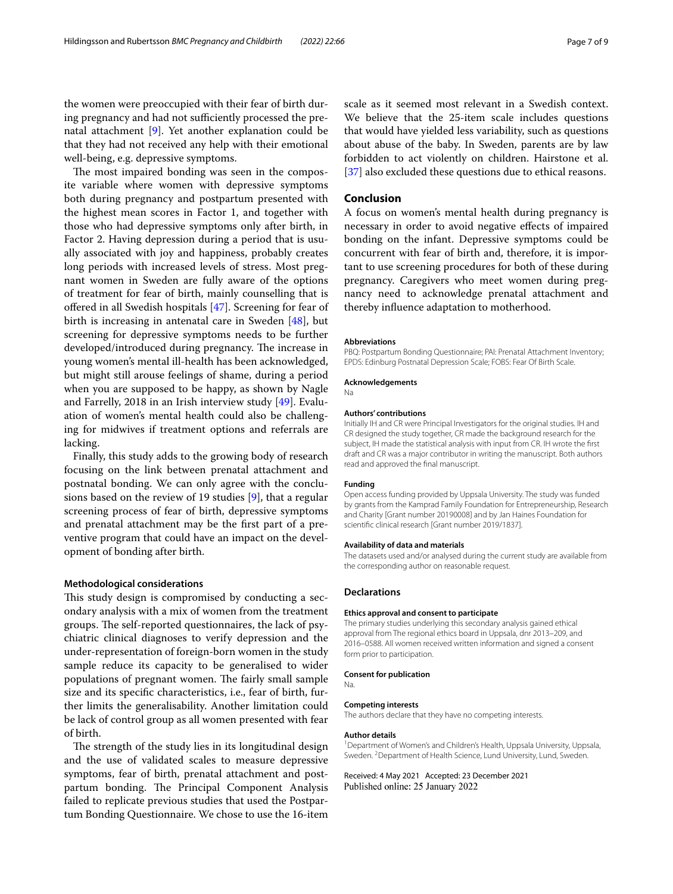the women were preoccupied with their fear of birth during pregnancy and had not sufficiently processed the prenatal attachment [9]. Yet another explanation could be that they had not received any help with their emotional well-being, e.g. depressive symptoms.

The most impaired bonding was seen in the composite variable where women with depressive symptoms both during pregnancy and postpartum presented with the highest mean scores in Factor 1, and together with those who had depressive symptoms only after birth, in Factor 2. Having depression during a period that is usually associated with joy and happiness, probably creates long periods with increased levels of stress. Most pregnant women in Sweden are fully aware of the options of treatment for fear of birth, mainly counselling that is offered in all Swedish hospitals [47]. Screening for fear of birth is increasing in antenatal care in Sweden [48], but screening for depressive symptoms needs to be further developed/introduced during pregnancy. The increase in young women's mental ill-health has been acknowledged, but might still arouse feelings of shame, during a period when you are supposed to be happy, as shown by Nagle and Farrelly, 2018 in an Irish interview study [49]. Evaluation of women's mental health could also be challenging for midwives if treatment options and referrals are lacking.

Finally, this study adds to the growing body of research focusing on the link between prenatal attachment and postnatal bonding. We can only agree with the conclusions based on the review of 19 studies [9], that a regular screening process of fear of birth, depressive symptoms and prenatal attachment may be the first part of a preventive program that could have an impact on the development of bonding after birth.

### Methodological considerations

This study design is compromised by conducting a secondary analysis with a mix of women from the treatment groups. The self-reported questionnaires, the lack of psychiatric clinical diagnoses to verify depression and the under-representation of foreign-born women in the study sample reduce its capacity to be generalised to wider populations of pregnant women. The fairly small sample size and its specific characteristics, i.e., fear of birth, further limits the generalisability. Another limitation could be lack of control group as all women presented with fear of birth.

The strength of the study lies in its longitudinal design and the use of validated scales to measure depressive symptoms, fear of birth, prenatal attachment and postpartum bonding. The Principal Component Analysis failed to replicate previous studies that used the Postpartum Bonding Questionnaire. We chose to use the 16-item scale as it seemed most relevant in a Swedish context. We believe that the 25-item scale includes questions that would have yielded less variability, such as questions about abuse of the baby. In Sweden, parents are by law forbidden to act violently on children. Hairstone et al. [37] also excluded these questions due to ethical reasons.

## Conclusion

A focus on women's mental health during pregnancy is necessary in order to avoid negative effects of impaired bonding on the infant. Depressive symptoms could be concurrent with fear of birth and, therefore, it is important to use screening procedures for both of these during pregnancy. Caregivers who meet women during pregnancy need to acknowledge prenatal attachment and thereby influence adaptation to motherhood.

#### Abbreviations

PBQ: Postpartum Bonding Questionnaire; PAI: Prenatal Attachment Inventory; EPDS: Edinburg Postnatal Depression Scale; FOBS: Fear Of Birth Scale.

#### Acknowledgements

Na

#### Authors' contributions

Initially IH and CR were Principal Investigators for the original studies. IH and CR designed the study together, CR made the background research for the subject, IH made the statistical analysis with input from CR. IH wrote the first draft and CR was a major contributor in writing the manuscript. Both authors read and approved the final manuscript.

#### Funding

Open access funding provided by Uppsala University. The study was funded by grants from the Kamprad Family Foundation for Entrepreneurship, Research and Charity [Grant number 20190008] and by Jan Haines Foundation for scientific clinical research [Grant number 2019/1837].

#### Availability of data and materials

The datasets used and/or analysed during the current study are available from the corresponding author on reasonable request.

## Declarations

#### Ethics approval and consent to participate

The primary studies underlying this secondary analysis gained ethical approval from The regional ethics board in Uppsala, dnr 2013–209, and 2016–0588. All women received written information and signed a consent form prior to participation.

#### Consent for publication

Na.

#### Competing interests

The authors declare that they have no competing interests.

#### Author details

[1]Department of Women's and Children's Health, Uppsala University, Uppsala, Sweden. [2]Department of Health Science, Lund University, Lund, Sweden.

Received: 4 May 2021 Accepted: 23 December 2021
Published online: 25 January 2022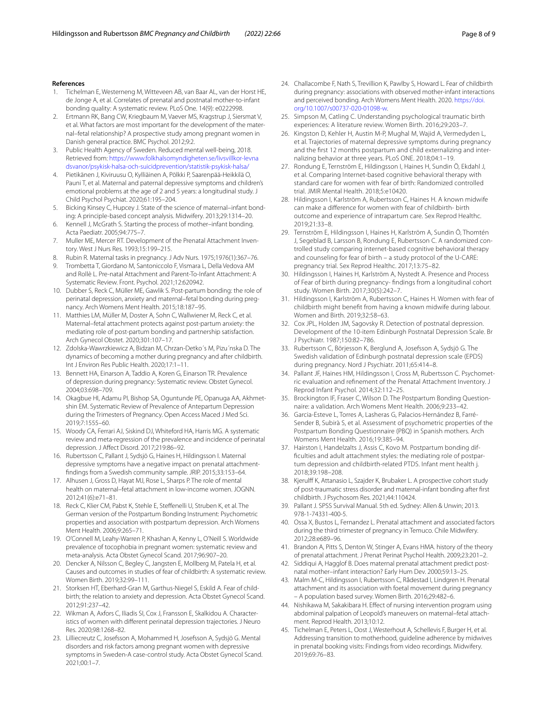## References

1. Tichelman E, Westerneng M, Witteveen AB, van Baar AL, van der Horst HE, de Jonge A, et al. Correlates of prenatal and postnatal mother-to-infant bonding quality: A systematic review. PLoS One. 14(9): e0222998.
2. Ertmann RK, Bang CW, Kriegbaum M, Vaever MS, Kragstrup J, Siersmat V, et al. What factors are most important for the development of the maternal–fetal relationship? A prospective study among pregnant women in Danish general practice. BMC Psychol. 2012;9:2.
3. Public Health Agency of Sweden. Reduced mental well-being, 2018. Retrieved from: https://www.folkhalsomyndigheten.se/livsvillkor-levnadsvanor/psykisk-halsa-och-suicidprevention/statistik-psykisk-halsa/
4. Pietikänen J, Kiviruusu O, Kylliäinen A, Pölkki P, Saarenpää-Heikkilä O, Pauni T, et al. Maternal and paternal depressive symptoms and children's emotional problems at the age of 2 and 5 years: a longitudinal study. J Child Psychol Psychiat. 2020;61:195–204.
5. Bicking Kinsey C, Hupcey J. State of the science of maternal–infant bonding: A principle-based concept analysis. Midwifery. 2013;29:1314–20.
6. Kennell J, McGrath S. Starting the process of mother–infant bonding. Acta Paediatr. 2005;94:775–7.
7. Muller ME, Mercer RT. Development of the Prenatal Attachment Inventory. West J Nurs Res. 1993;15:199–215.
8. Rubin R. Maternal tasks in pregnancy. J Adv Nurs. 1975;1976(1):367–76.
9. Trombetta T, Giordano M, Santoniccolo F, Vismara L, Della Vedova AM and Rollè L. Pre-natal Attachment and Parent-To-Infant Attachment: A Systematic Review. Front. Psychol. 2021;12:620942.
10. Dubber S, Reck C, Müller ME, Gawlik S. Post-partum bonding: the role of perinatal depression, anxiety and maternal–fetal bonding during pregnancy. Arch Womens Ment Health. 2015;18:187–95.
11. Matthies LM, Müller M, Doster A, Sohn C, Wallwiener M, Reck C, et al. Maternal–fetal attachment protects against post-partum anxiety: the mediating role of post-partum bonding and partnership satisfaction. Arch Gynecol Obstet. 2020;301:107–17.
12. Zdolska-Wawrzkiewicz A, Bidzan M, Chrzan-Detko´s M, Pizu´nska D. The dynamics of becoming a mother during pregnancy and after childbirth. Int J Environ Res Public Health. 2020;17:1–11.
13. Bennett HA, Einarson A, Taddio A, Koren G, Einarson TR. Prevalence of depression during pregnancy: Systematic review. Obstet Gynecol. 2004;03:698–709.
14. Okagbue HI, Adamu PI, Bishop SA, Oguntunde PE, Opanuga AA, Akhmetshin EM. Systematic Review of Prevalence of Antepartum Depression during the Trimesters of Pregnancy. Open Access Maced J Med Sci. 2019;7:1555–60.
15. Woody CA, Ferrari AJ, Siskind DJ, Whiteford HA, Harris MG. A systematic review and meta-regression of the prevalence and incidence of perinatal depression. J Affect Disord. 2017;219:86–92.
16. Rubertsson C, Pallant J, Sydsjö G, Haines H, Hildingsson I. Maternal depressive symptoms have a negative impact on prenatal attachment-findings from a Swedish community sample. JRIP. 2015;33:153–64.
17. Alhusen J, Gross D, Hayat MJ, Rose L, Sharps P. The role of mental health on maternal–fetal attachment in low-income women. JOGNN. 2012;41(6):e71–81.
18. Reck C, Klier CM, Pabst K, Stehle E, Steffenelli U, Struben K, et al. The German version of the Postpartum Bonding Instrument: Psychometric properties and association with postpartum depression. Arch Womens Ment Health. 2006;9:265–71.
19. O'Connell M, Leahy-Warren P, Khashan A, Kenny L, O'Neill S. Worldwide prevalence of tocophobia in pregnant women: systematic review and meta-analysis. Acta Obstet Gynecol Scand. 2017;96:907–20.
20. Dencker A, Nilsson C, Begley C, Jangsten E, Mollberg M, Patela H, et al. Causes and outcomes in studies of fear of childbirth: A systematic review. Women Birth. 2019;32:99–111.
21. Storksen HT, Eberhard-Gran M, Garthus-Niegel S, Eskild A. Fear of childbirth; the relation to anxiety and depression. Acta Obstet Gynecol Scand. 2012;91:237–42.
22. Wikman A, Axfors C, Iliadis SI, Cox J, Fransson E, Skalkidou A. Characteristics of women with different perinatal depression trajectories. J Neuro Res. 2020;98:1268–82.
23. Lilliecreutz C, Josefsson A, Mohammed H, Josefsson A, Sydsjö G. Mental disorders and risk factors among pregnant women with depressive symptoms in Sweden-A case-control study. Acta Obstet Gynecol Scand. 2021;00:1–7.
24. Challacombe F, Nath S, Trevillion K, Pawlby S, Howard L. Fear of childbirth during pregnancy: associations with observed mother-infant interactions and perceived bonding. Arch Womens Ment Health. 2020. https://doi.org/10.1007/s00737-020-01098-w.
25. Simpson M, Catling C. Understanding psychological traumatic birth experiences: A literature review. Women Birth. 2016;29:203–7.
26. Kingston D, Kehler H, Austin M-P, Mughal M, Wajid A, Vermedyden L, et al. Trajectories of maternal depressive symptoms during pregnancy and the first 12 months postpartum and child externalizing and internalizing behavior at three years. PLoS ONE. 2018;04:1–19.
27. Rondung E, Ternström E, Hildingsson I, Haines H, Sundin Ö, Ekdahl J, et al. Comparing Internet-based cognitive behavioral therapy with standard care for women with fear of birth: Randomized controlled trial. JMIR Mental Health. 2018;5:e10420.
28. Hildingsson I, Karlström A, Rubertsson C, Haines H. A known midwife can make a difference for women with fear of childbirth- birth outcome and experience of intrapartum care. Sex Reprod Healthc. 2019;21:33–8.
29. Ternström E, Hildingsson I, Haines H, Karlström A, Sundin Ö, Thomtén J, Segeblad B, Larsson B, Rondung E, Rubertsson C. A randomized controlled study comparing internet-based cognitive behavioral therapy and counseling for fear of birth – a study protocol of the U-CARE: pregnancy trial. Sex Reprod Healthc. 2017;13:75–82.
30. Hildingsson I, Haines H, Karlström A, Nystedt A. Presence and Process of Fear of birth during pregnancy- findings from a longitudinal cohort study. Women Birth. 2017;30(5):242–7.
31. Hildingsson I, Karlström A, Rubertsson C, Haines H. Women with fear of childbirth might benefit from having a known midwife during labour. Women and Birth. 2019;32:58–63.
32. Cox JPL, Holden JM, Sagovsky R. Detection of postnatal depression. Development of the 10-item Edinburgh Postnatal Depression Scale. Br J Psychiatr. 1987;150:82–786.
33. Rubertsson C, Börjesson K, Berglund A, Josefsson A, Sydsjö G. The Swedish validation of Edinburgh postnatal depression scale (EPDS) during pregnancy. Nord J Psychiatr. 2011;65:414–8.
34. Pallant JF, Haines HM, Hildingsson I, Cross M, Rubertsson C. Psychometric evaluation and refinement of the Prenatal Attachment Inventory. J Reprod Infant Psychol. 2014;32:112–25.
35. Brockington IF, Fraser C, Wilson D. The Postpartum Bonding Questionnaire: a validation. Arch Womens Ment Health. 2006;9:233–42.
36. Garcia-Esteve L, Torres A, Lasheras G, Palacios-Hernández B, Farré-Sender B, Subirà S, et al. Assessment of psychometric properties of the Postpartum Bonding Questionnaire (PBQ) in Spanish mothers. Arch Womens Ment Health. 2016;19:385–94.
37. Hairston I, Handelzalts J, Assis C, Kovo M. Postpartum bonding difficulties and adult attachment styles: the mediating role of postpartum depression and childbirth-related PTDS. Infant ment health j. 2018;39:198–208.
38. Kjerulff K, Attanasio L, Szajder K, Brubaker L. A prospective cohort study of post-traumatic stress disorder and maternal-infant bonding after first childbirth. J Psychosom Res. 2021;44:110424.
39. Pallant J. SPSS Survival Manual. 5th ed. Sydney: Allen & Unwin; 2013. 978-1-74331-400-5.
40. Ossa X, Bustos L, Fernandez L. Prenatal attachment and associated factors during the third trimester of pregnancy in Temuco. Chile Midwifery. 2012;28:e689–96.
41. Brandon A, Pitts S, Denton W, Stinger A, Evans HMA. history of the theory of prenatal attachment. J Prenat Perinat Psychol Health. 2009;23:201–2.
42. Siddiqui A, Hagglof B. Does maternal prenatal attachment predict postnatal mother–infant interaction? Early Hum Dev. 2000;59:13–25.
43. Malm M-C, Hildingsson I, Rubertsson C, Rådestad I, Lindgren H. Prenatal attachment and its association with foetal movement during pregnancy – A population based survey. Women Birth. 2016;29:482–6.
44. Nishikawa M, Sakakibara H. Effect of nursing intervention program using abdominal palpation of Leopold's maneuvers on maternal–fetal attachment. Reprod Health. 2013;10:12.
45. Tichelman E, Peters L, Oost J, Westerhout A, Schellevis F, Burger H, et al. Addressing transition to motherhood, guideline adherence by midwives in prenatal booking visits: Findings from video recordings. Midwifery. 2019;69:76–83.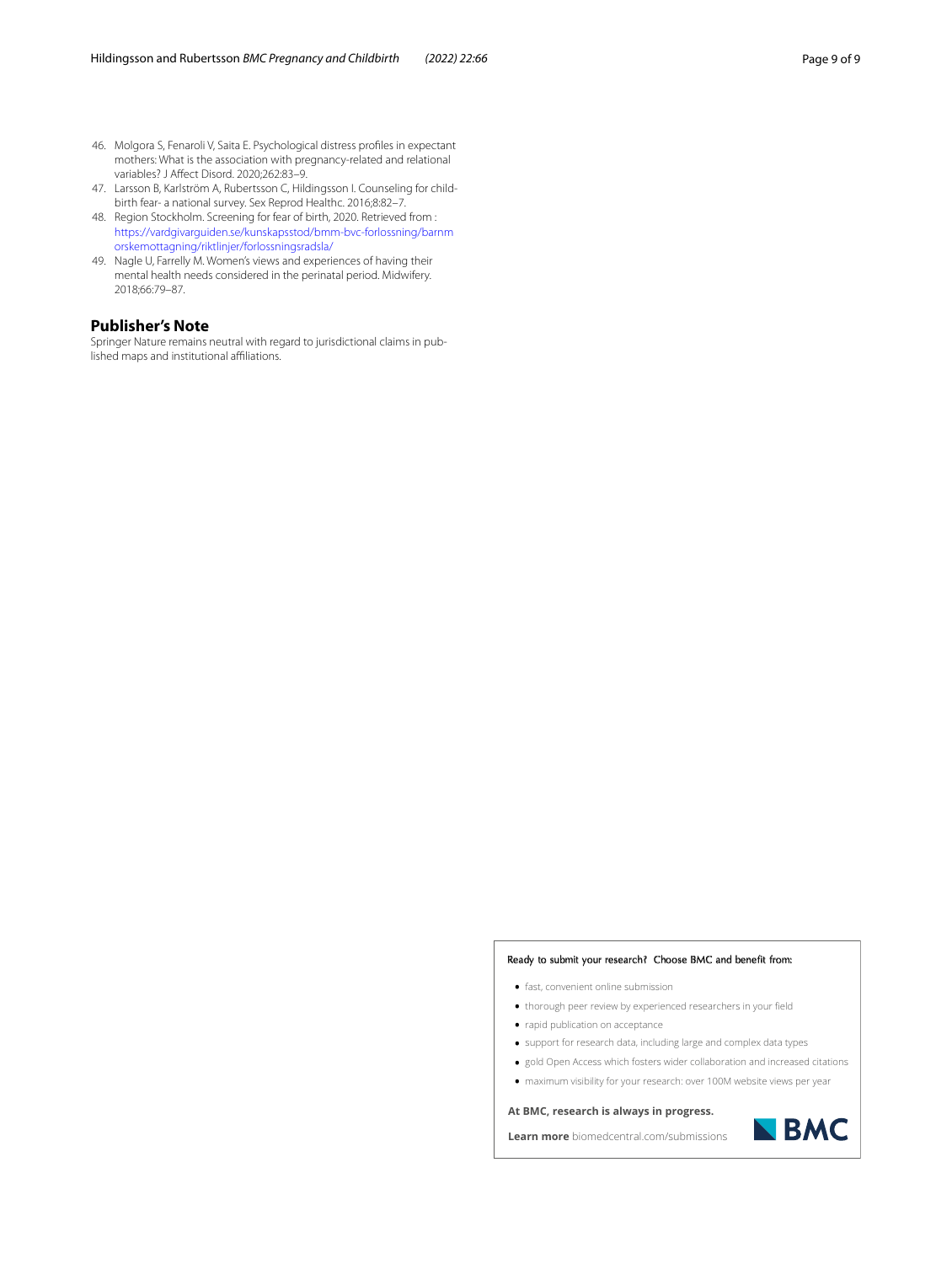46. Molgora S, Fenaroli V, Saita E. Psychological distress profiles in expectant mothers: What is the association with pregnancy-related and relational variables? J Affect Disord. 2020;262:83–9.
47. Larsson B, Karlström A, Rubertsson C, Hildingsson I. Counseling for childbirth fear- a national survey. Sex Reprod Healthc. 2016;8:82–7.
48. Region Stockholm. Screening for fear of birth, 2020. Retrieved from : https://vardgivarguiden.se/kunskapsstod/bmm-bvc-forlossning/barnmorskemottagning/riktlinjer/forlossningsradsla/
49. Nagle U, Farrelly M. Women's views and experiences of having their mental health needs considered in the perinatal period. Midwifery. 2018;66:79–87.

## Publisher's Note

Springer Nature remains neutral with regard to jurisdictional claims in published maps and institutional affiliations.

Ready to submit your research? Choose BMC and benefit from:

- fast, convenient online submission
- thorough peer review by experienced researchers in your field
- rapid publication on acceptance
- support for research data, including large and complex data types
- gold Open Access which fosters wider collaboration and increased citations
- maximum visibility for your research: over 100M website views per year

**At BMC, research is always in progress.**

**Learn more** biomedcentral.com/submissions

BMC